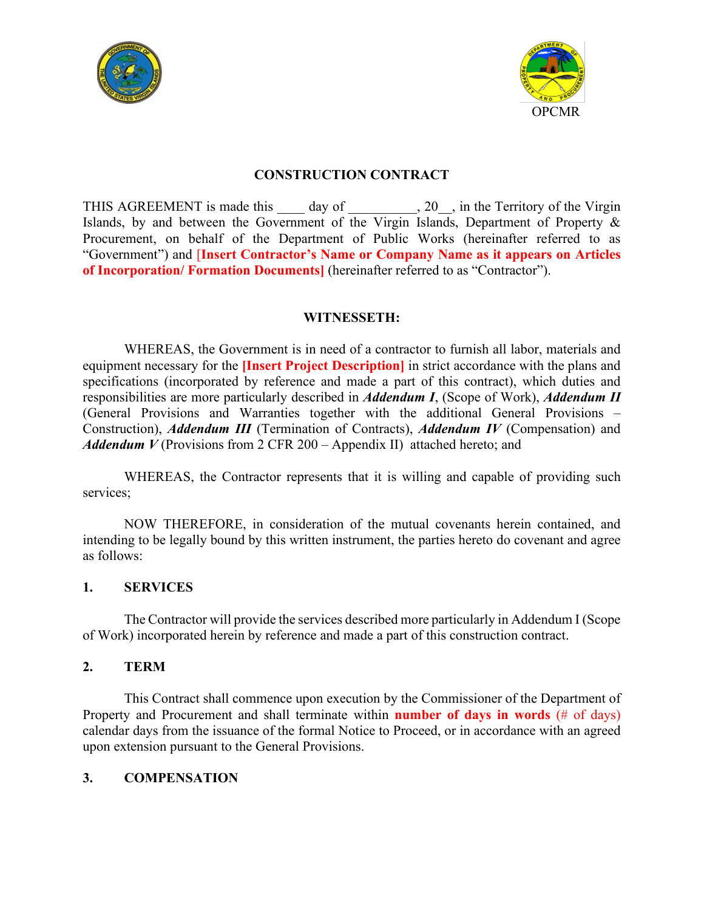OPCMR

# CONSTRUCTION CONTRACT

THIS AGREEMENT is made this ____ day of __________, 20__, in the Territory of the Virgin Islands, by and between the Government of the Virgin Islands, Department of Property & Procurement, on behalf of the Department of Public Works (hereinafter referred to as "Government") and **[Insert Contractor's Name or Company Name as it appears on Articles of Incorporation/ Formation Documents]** (hereinafter referred to as "Contractor").

## WITNESSETH:

WHEREAS, the Government is in need of a contractor to furnish all labor, materials and equipment necessary for the **[Insert Project Description]** in strict accordance with the plans and specifications (incorporated by reference and made a part of this contract), which duties and responsibilities are more particularly described in ***Addendum I***, (Scope of Work), ***Addendum II*** (General Provisions and Warranties together with the additional General Provisions – Construction), ***Addendum III*** (Termination of Contracts), ***Addendum IV*** (Compensation) and ***Addendum V*** (Provisions from 2 CFR 200 – Appendix II) attached hereto; and

WHEREAS, the Contractor represents that it is willing and capable of providing such services;

NOW THEREFORE, in consideration of the mutual covenants herein contained, and intending to be legally bound by this written instrument, the parties hereto do covenant and agree as follows:

## 1. SERVICES

The Contractor will provide the services described more particularly in Addendum I (Scope of Work) incorporated herein by reference and made a part of this construction contract.

## 2. TERM

This Contract shall commence upon execution by the Commissioner of the Department of Property and Procurement and shall terminate within **number of days in words** (# of days) calendar days from the issuance of the formal Notice to Proceed, or in accordance with an agreed upon extension pursuant to the General Provisions.

## 3. COMPENSATION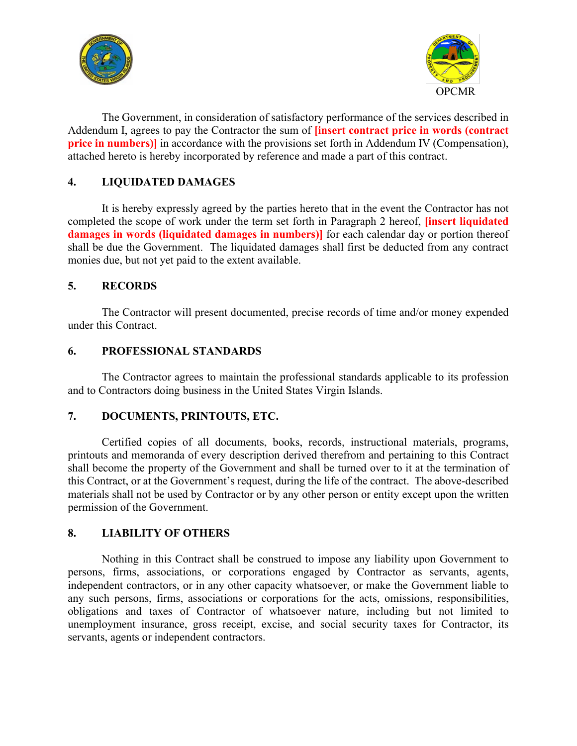The Government, in consideration of satisfactory performance of the services described in Addendum I, agrees to pay the Contractor the sum of **[insert contract price in words (contract price in numbers)]** in accordance with the provisions set forth in Addendum IV (Compensation), attached hereto is hereby incorporated by reference and made a part of this contract.

## 4. LIQUIDATED DAMAGES

It is hereby expressly agreed by the parties hereto that in the event the Contractor has not completed the scope of work under the term set forth in Paragraph 2 hereof, **[insert liquidated damages in words (liquidated damages in numbers)]** for each calendar day or portion thereof shall be due the Government. The liquidated damages shall first be deducted from any contract monies due, but not yet paid to the extent available.

## 5. RECORDS

The Contractor will present documented, precise records of time and/or money expended under this Contract.

## 6. PROFESSIONAL STANDARDS

The Contractor agrees to maintain the professional standards applicable to its profession and to Contractors doing business in the United States Virgin Islands.

## 7. DOCUMENTS, PRINTOUTS, ETC.

Certified copies of all documents, books, records, instructional materials, programs, printouts and memoranda of every description derived therefrom and pertaining to this Contract shall become the property of the Government and shall be turned over to it at the termination of this Contract, or at the Government's request, during the life of the contract. The above-described materials shall not be used by Contractor or by any other person or entity except upon the written permission of the Government.

## 8. LIABILITY OF OTHERS

Nothing in this Contract shall be construed to impose any liability upon Government to persons, firms, associations, or corporations engaged by Contractor as servants, agents, independent contractors, or in any other capacity whatsoever, or make the Government liable to any such persons, firms, associations or corporations for the acts, omissions, responsibilities, obligations and taxes of Contractor of whatsoever nature, including but not limited to unemployment insurance, gross receipt, excise, and social security taxes for Contractor, its servants, agents or independent contractors.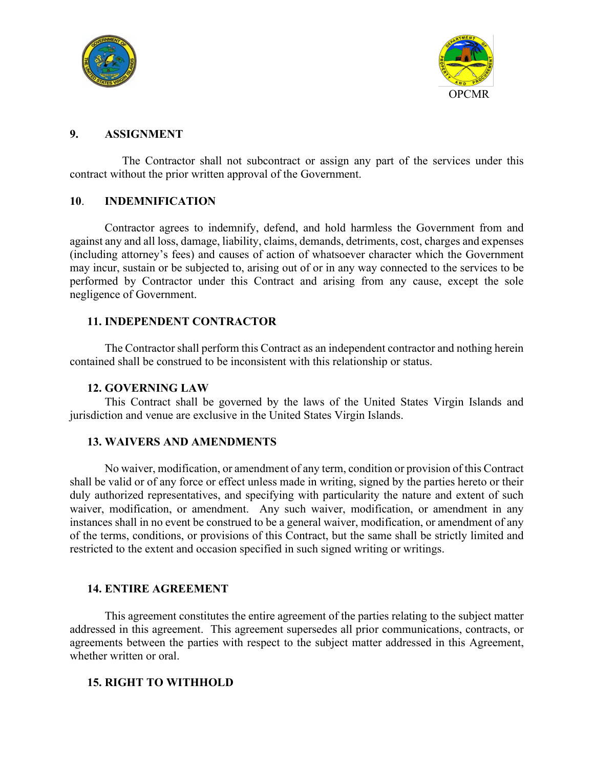## 9. ASSIGNMENT

The Contractor shall not subcontract or assign any part of the services under this contract without the prior written approval of the Government.

## 10. INDEMNIFICATION

Contractor agrees to indemnify, defend, and hold harmless the Government from and against any and all loss, damage, liability, claims, demands, detriments, cost, charges and expenses (including attorney's fees) and causes of action of whatsoever character which the Government may incur, sustain or be subjected to, arising out of or in any way connected to the services to be performed by Contractor under this Contract and arising from any cause, except the sole negligence of Government.

## 11. INDEPENDENT CONTRACTOR

The Contractor shall perform this Contract as an independent contractor and nothing herein contained shall be construed to be inconsistent with this relationship or status.

## 12. GOVERNING LAW

This Contract shall be governed by the laws of the United States Virgin Islands and jurisdiction and venue are exclusive in the United States Virgin Islands.

## 13. WAIVERS AND AMENDMENTS

No waiver, modification, or amendment of any term, condition or provision of this Contract shall be valid or of any force or effect unless made in writing, signed by the parties hereto or their duly authorized representatives, and specifying with particularity the nature and extent of such waiver, modification, or amendment. Any such waiver, modification, or amendment in any instances shall in no event be construed to be a general waiver, modification, or amendment of any of the terms, conditions, or provisions of this Contract, but the same shall be strictly limited and restricted to the extent and occasion specified in such signed writing or writings.

## 14. ENTIRE AGREEMENT

This agreement constitutes the entire agreement of the parties relating to the subject matter addressed in this agreement. This agreement supersedes all prior communications, contracts, or agreements between the parties with respect to the subject matter addressed in this Agreement, whether written or oral.

## 15. RIGHT TO WITHHOLD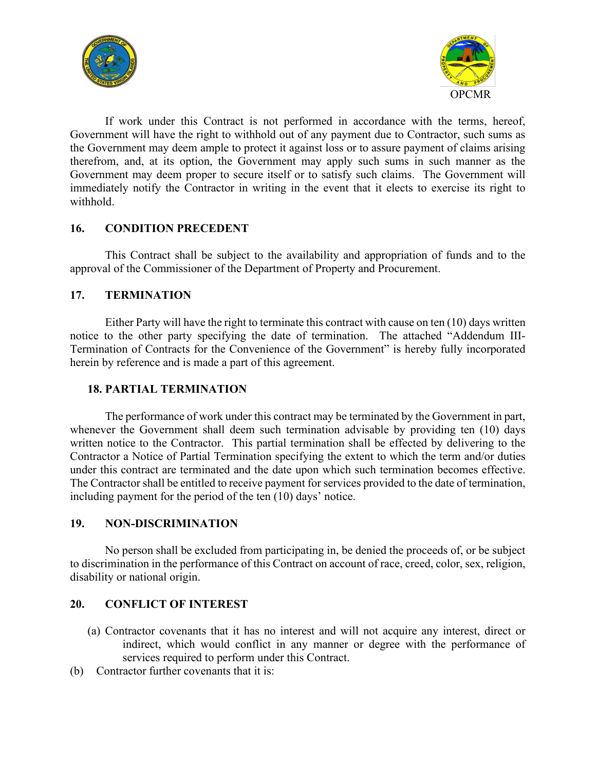If work under this Contract is not performed in accordance with the terms, hereof, Government will have the right to withhold out of any payment due to Contractor, such sums as the Government may deem ample to protect it against loss or to assure payment of claims arising therefrom, and, at its option, the Government may apply such sums in such manner as the Government may deem proper to secure itself or to satisfy such claims. The Government will immediately notify the Contractor in writing in the event that it elects to exercise its right to withhold.

## 16. CONDITION PRECEDENT

This Contract shall be subject to the availability and appropriation of funds and to the approval of the Commissioner of the Department of Property and Procurement.

## 17. TERMINATION

Either Party will have the right to terminate this contract with cause on ten (10) days written notice to the other party specifying the date of termination. The attached "Addendum III-Termination of Contracts for the Convenience of the Government" is hereby fully incorporated herein by reference and is made a part of this agreement.

## 18. PARTIAL TERMINATION

The performance of work under this contract may be terminated by the Government in part, whenever the Government shall deem such termination advisable by providing ten (10) days written notice to the Contractor. This partial termination shall be effected by delivering to the Contractor a Notice of Partial Termination specifying the extent to which the term and/or duties under this contract are terminated and the date upon which such termination becomes effective. The Contractor shall be entitled to receive payment for services provided to the date of termination, including payment for the period of the ten (10) days' notice.

## 19. NON-DISCRIMINATION

No person shall be excluded from participating in, be denied the proceeds of, or be subject to discrimination in the performance of this Contract on account of race, creed, color, sex, religion, disability or national origin.

## 20. CONFLICT OF INTEREST

(a) Contractor covenants that it has no interest and will not acquire any interest, direct or indirect, which would conflict in any manner or degree with the performance of services required to perform under this Contract.

(b) Contractor further covenants that it is: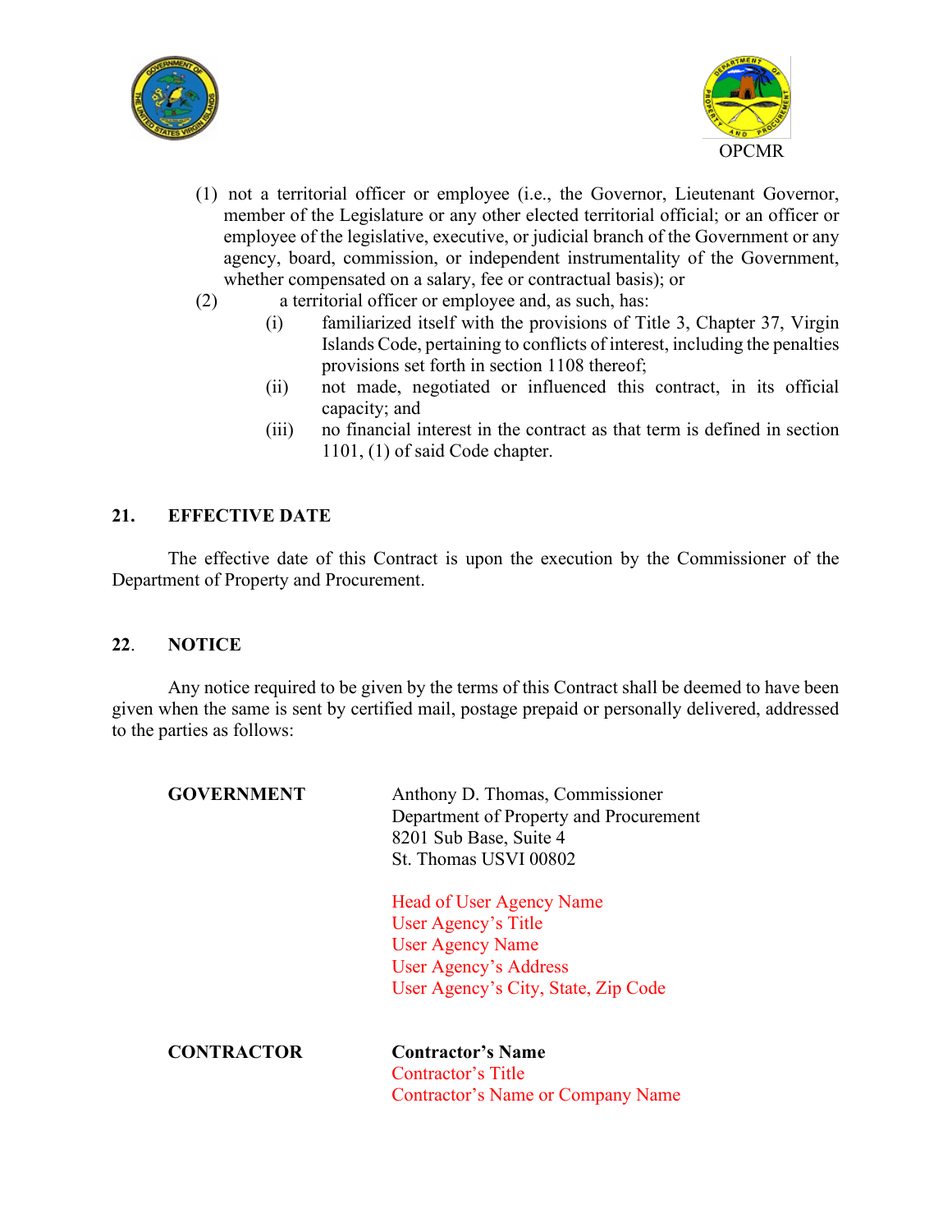(1) not a territorial officer or employee (i.e., the Governor, Lieutenant Governor, member of the Legislature or any other elected territorial official; or an officer or employee of the legislative, executive, or judicial branch of the Government or any agency, board, commission, or independent instrumentality of the Government, whether compensated on a salary, fee or contractual basis); or

(2) a territorial officer or employee and, as such, has:

   (i) familiarized itself with the provisions of Title 3, Chapter 37, Virgin Islands Code, pertaining to conflicts of interest, including the penalties provisions set forth in section 1108 thereof;

   (ii) not made, negotiated or influenced this contract, in its official capacity; and

   (iii) no financial interest in the contract as that term is defined in section 1101, (1) of said Code chapter.

## 21. EFFECTIVE DATE

The effective date of this Contract is upon the execution by the Commissioner of the Department of Property and Procurement.

## 22. NOTICE

Any notice required to be given by the terms of this Contract shall be deemed to have been given when the same is sent by certified mail, postage prepaid or personally delivered, addressed to the parties as follows:

**GOVERNMENT**

Anthony D. Thomas, Commissioner
Department of Property and Procurement
8201 Sub Base, Suite 4
St. Thomas USVI 00802

Head of User Agency Name
User Agency's Title
User Agency Name
User Agency's Address
User Agency's City, State, Zip Code

**CONTRACTOR**

**Contractor's Name**
Contractor's Title
Contractor's Name or Company Name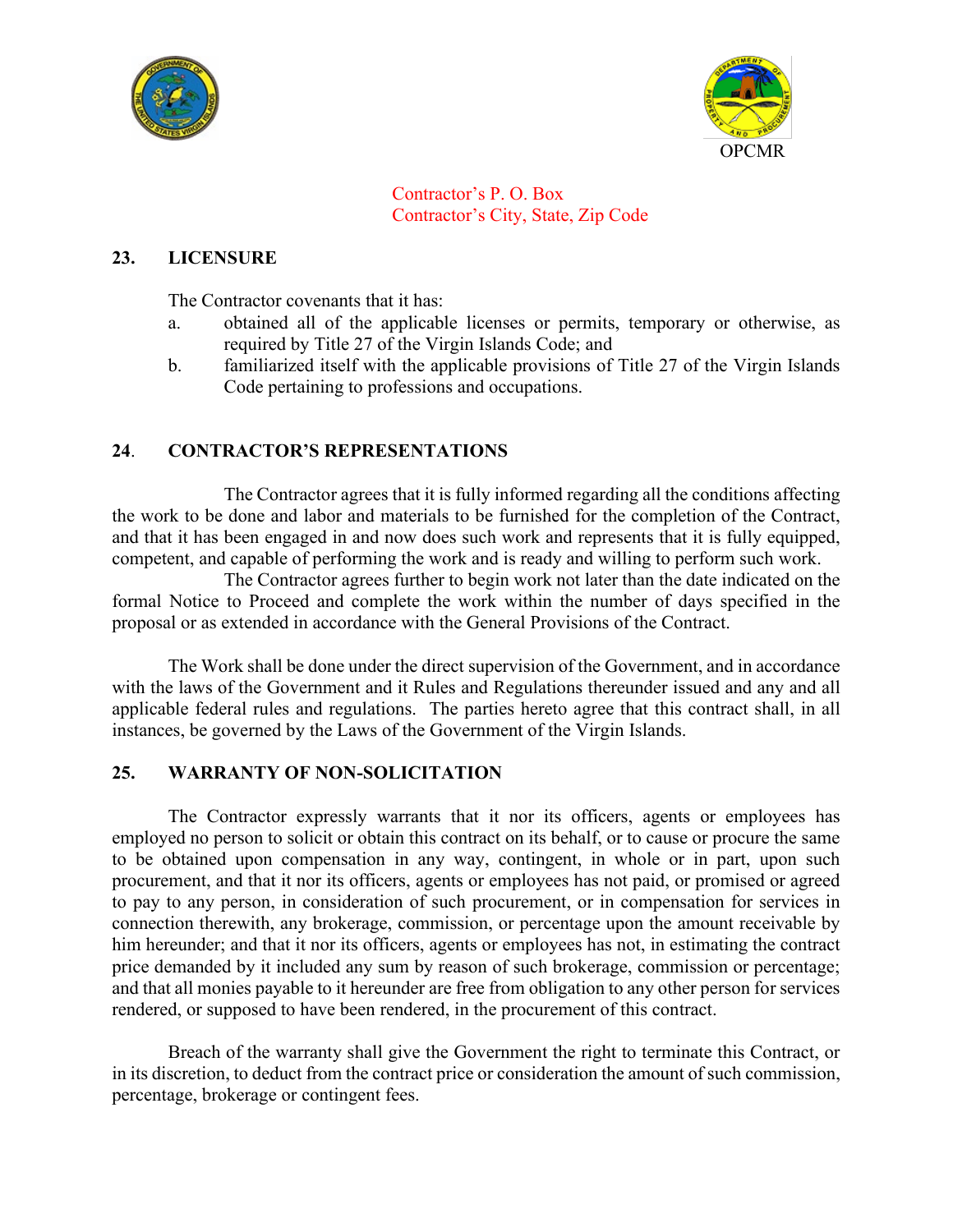OPCMR

Contractor's P. O. Box
Contractor's City, State, Zip Code

## 23. LICENSURE

The Contractor covenants that it has:

a. obtained all of the applicable licenses or permits, temporary or otherwise, as required by Title 27 of the Virgin Islands Code; and
b. familiarized itself with the applicable provisions of Title 27 of the Virgin Islands Code pertaining to professions and occupations.

## 24. CONTRACTOR'S REPRESENTATIONS

The Contractor agrees that it is fully informed regarding all the conditions affecting the work to be done and labor and materials to be furnished for the completion of the Contract, and that it has been engaged in and now does such work and represents that it is fully equipped, competent, and capable of performing the work and is ready and willing to perform such work.

The Contractor agrees further to begin work not later than the date indicated on the formal Notice to Proceed and complete the work within the number of days specified in the proposal or as extended in accordance with the General Provisions of the Contract.

The Work shall be done under the direct supervision of the Government, and in accordance with the laws of the Government and it Rules and Regulations thereunder issued and any and all applicable federal rules and regulations. The parties hereto agree that this contract shall, in all instances, be governed by the Laws of the Government of the Virgin Islands.

## 25. WARRANTY OF NON-SOLICITATION

The Contractor expressly warrants that it nor its officers, agents or employees has employed no person to solicit or obtain this contract on its behalf, or to cause or procure the same to be obtained upon compensation in any way, contingent, in whole or in part, upon such procurement, and that it nor its officers, agents or employees has not paid, or promised or agreed to pay to any person, in consideration of such procurement, or in compensation for services in connection therewith, any brokerage, commission, or percentage upon the amount receivable by him hereunder; and that it nor its officers, agents or employees has not, in estimating the contract price demanded by it included any sum by reason of such brokerage, commission or percentage; and that all monies payable to it hereunder are free from obligation to any other person for services rendered, or supposed to have been rendered, in the procurement of this contract.

Breach of the warranty shall give the Government the right to terminate this Contract, or in its discretion, to deduct from the contract price or consideration the amount of such commission, percentage, brokerage or contingent fees.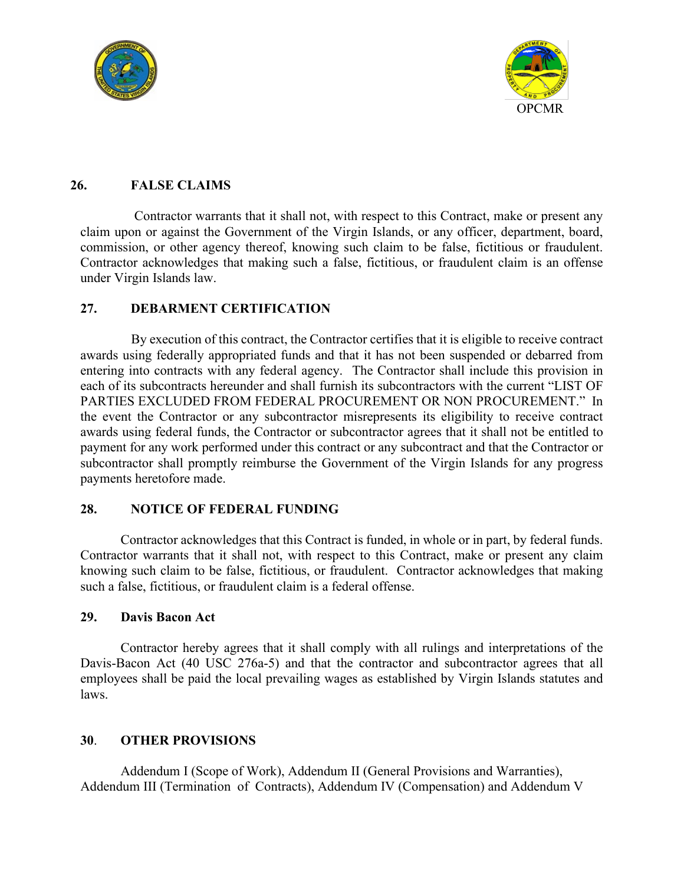**26. FALSE CLAIMS**

Contractor warrants that it shall not, with respect to this Contract, make or present any claim upon or against the Government of the Virgin Islands, or any officer, department, board, commission, or other agency thereof, knowing such claim to be false, fictitious or fraudulent. Contractor acknowledges that making such a false, fictitious, or fraudulent claim is an offense under Virgin Islands law.

**27. DEBARMENT CERTIFICATION**

By execution of this contract, the Contractor certifies that it is eligible to receive contract awards using federally appropriated funds and that it has not been suspended or debarred from entering into contracts with any federal agency. The Contractor shall include this provision in each of its subcontracts hereunder and shall furnish its subcontractors with the current "LIST OF PARTIES EXCLUDED FROM FEDERAL PROCUREMENT OR NON PROCUREMENT." In the event the Contractor or any subcontractor misrepresents its eligibility to receive contract awards using federal funds, the Contractor or subcontractor agrees that it shall not be entitled to payment for any work performed under this contract or any subcontract and that the Contractor or subcontractor shall promptly reimburse the Government of the Virgin Islands for any progress payments heretofore made.

**28. NOTICE OF FEDERAL FUNDING**

Contractor acknowledges that this Contract is funded, in whole or in part, by federal funds. Contractor warrants that it shall not, with respect to this Contract, make or present any claim knowing such claim to be false, fictitious, or fraudulent. Contractor acknowledges that making such a false, fictitious, or fraudulent claim is a federal offense.

**29. Davis Bacon Act**

Contractor hereby agrees that it shall comply with all rulings and interpretations of the Davis-Bacon Act (40 USC 276a-5) and that the contractor and subcontractor agrees that all employees shall be paid the local prevailing wages as established by Virgin Islands statutes and laws.

**30. OTHER PROVISIONS**

Addendum I (Scope of Work), Addendum II (General Provisions and Warranties), Addendum III (Termination of Contracts), Addendum IV (Compensation) and Addendum V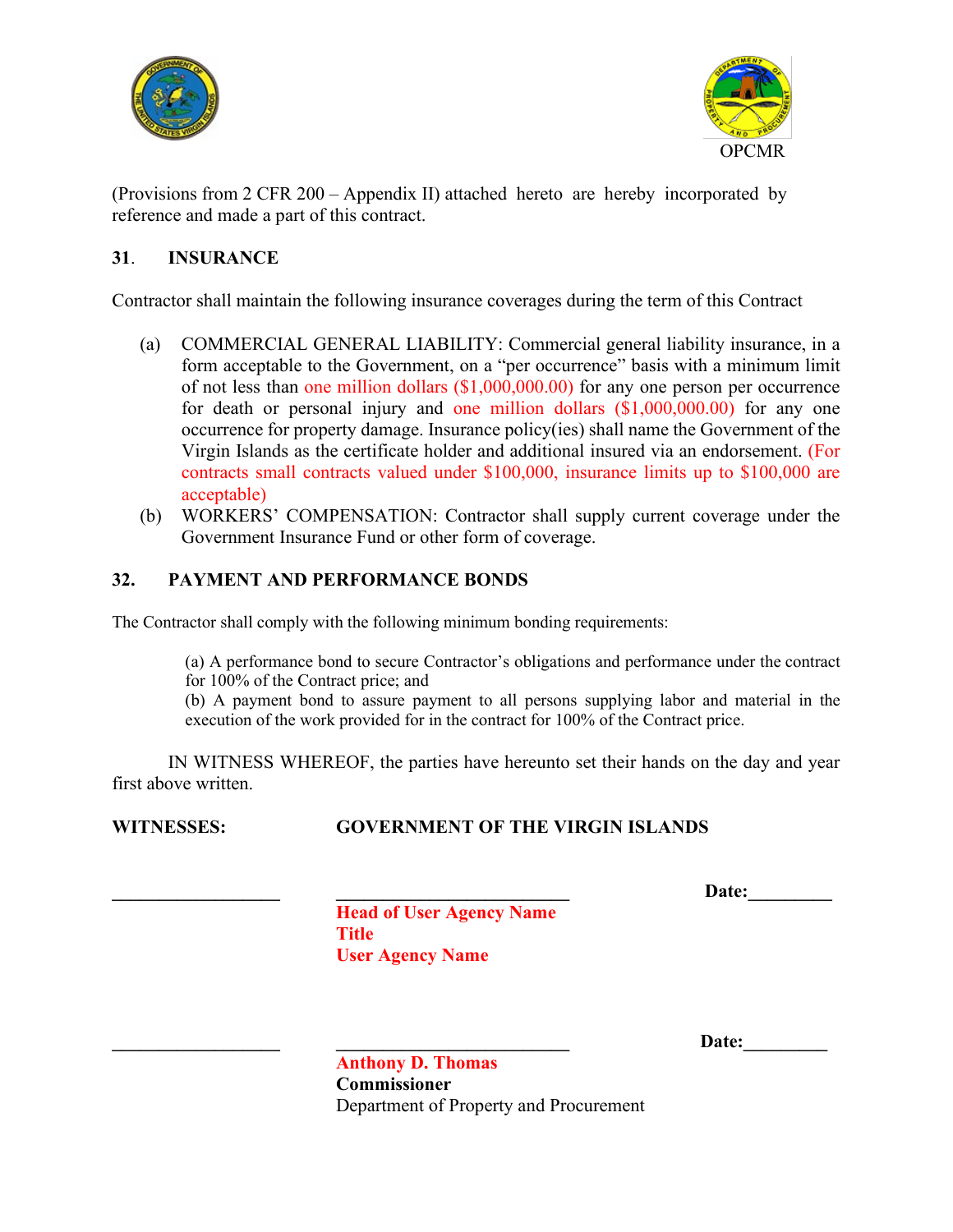(Provisions from 2 CFR 200 – Appendix II) attached hereto are hereby incorporated by reference and made a part of this contract.

## 31. INSURANCE

Contractor shall maintain the following insurance coverages during the term of this Contract

(a) COMMERCIAL GENERAL LIABILITY: Commercial general liability insurance, in a form acceptable to the Government, on a "per occurrence" basis with a minimum limit of not less than one million dollars ($1,000,000.00) for any one person per occurrence for death or personal injury and one million dollars ($1,000,000.00) for any one occurrence for property damage. Insurance policy(ies) shall name the Government of the Virgin Islands as the certificate holder and additional insured via an endorsement. (For contracts small contracts valued under $100,000, insurance limits up to $100,000 are acceptable)

(b) WORKERS' COMPENSATION: Contractor shall supply current coverage under the Government Insurance Fund or other form of coverage.

## 32. PAYMENT AND PERFORMANCE BONDS

The Contractor shall comply with the following minimum bonding requirements:

(a) A performance bond to secure Contractor's obligations and performance under the contract for 100% of the Contract price; and
(b) A payment bond to assure payment to all persons supplying labor and material in the execution of the work provided for in the contract for 100% of the Contract price.

IN WITNESS WHEREOF, the parties have hereunto set their hands on the day and year first above written.

**WITNESSES:** **GOVERNMENT OF THE VIRGIN ISLANDS**

\_\_\_\_\_\_\_\_\_\_\_\_\_\_\_\_\_\_ \_\_\_\_\_\_\_\_\_\_\_\_\_\_\_\_\_\_\_\_\_\_\_\_\_\_ **Date:**\_\_\_\_\_\_\_\_\_

**Head of User Agency Name**
**Title**
**User Agency Name**

\_\_\_\_\_\_\_\_\_\_\_\_\_\_\_\_\_\_ \_\_\_\_\_\_\_\_\_\_\_\_\_\_\_\_\_\_\_\_\_\_\_\_\_\_ **Date:**\_\_\_\_\_\_\_\_\_

**Anthony D. Thomas**
**Commissioner**
Department of Property and Procurement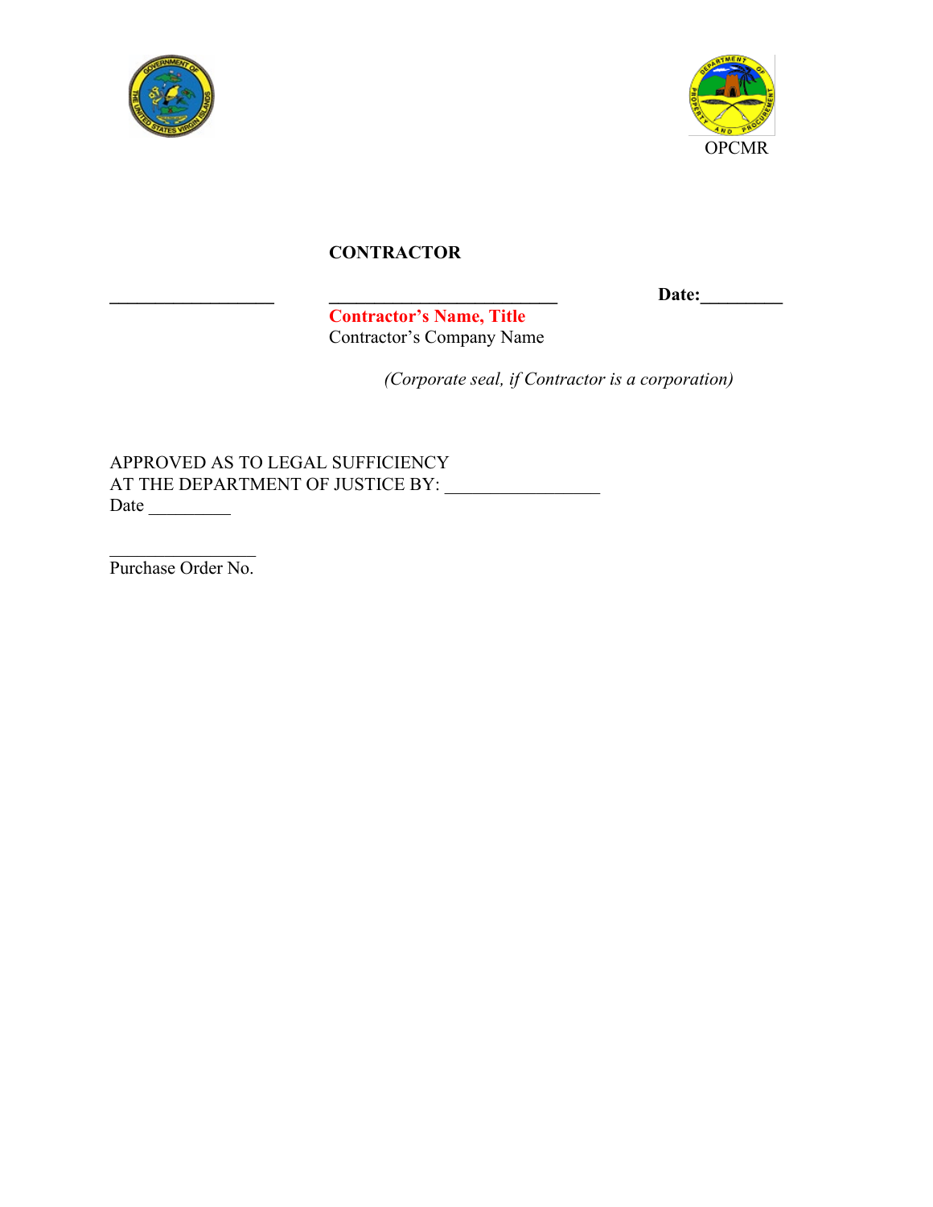OPCMR

**CONTRACTOR**

**\_\_\_\_\_\_\_\_\_\_\_\_\_\_\_\_\_\_\_** **\_\_\_\_\_\_\_\_\_\_\_\_\_\_\_\_\_\_\_\_\_\_\_\_\_\_** **Date:\_\_\_\_\_\_\_\_\_**

**Contractor's Name, Title**
Contractor's Company Name

*(Corporate seal, if Contractor is a corporation)*

APPROVED AS TO LEGAL SUFFICIENCY
AT THE DEPARTMENT OF JUSTICE BY: \_\_\_\_\_\_\_\_\_\_\_\_\_\_\_\_\_
Date \_\_\_\_\_\_\_\_\_

\_\_\_\_\_\_\_\_\_\_\_\_\_\_\_\_\_
Purchase Order No.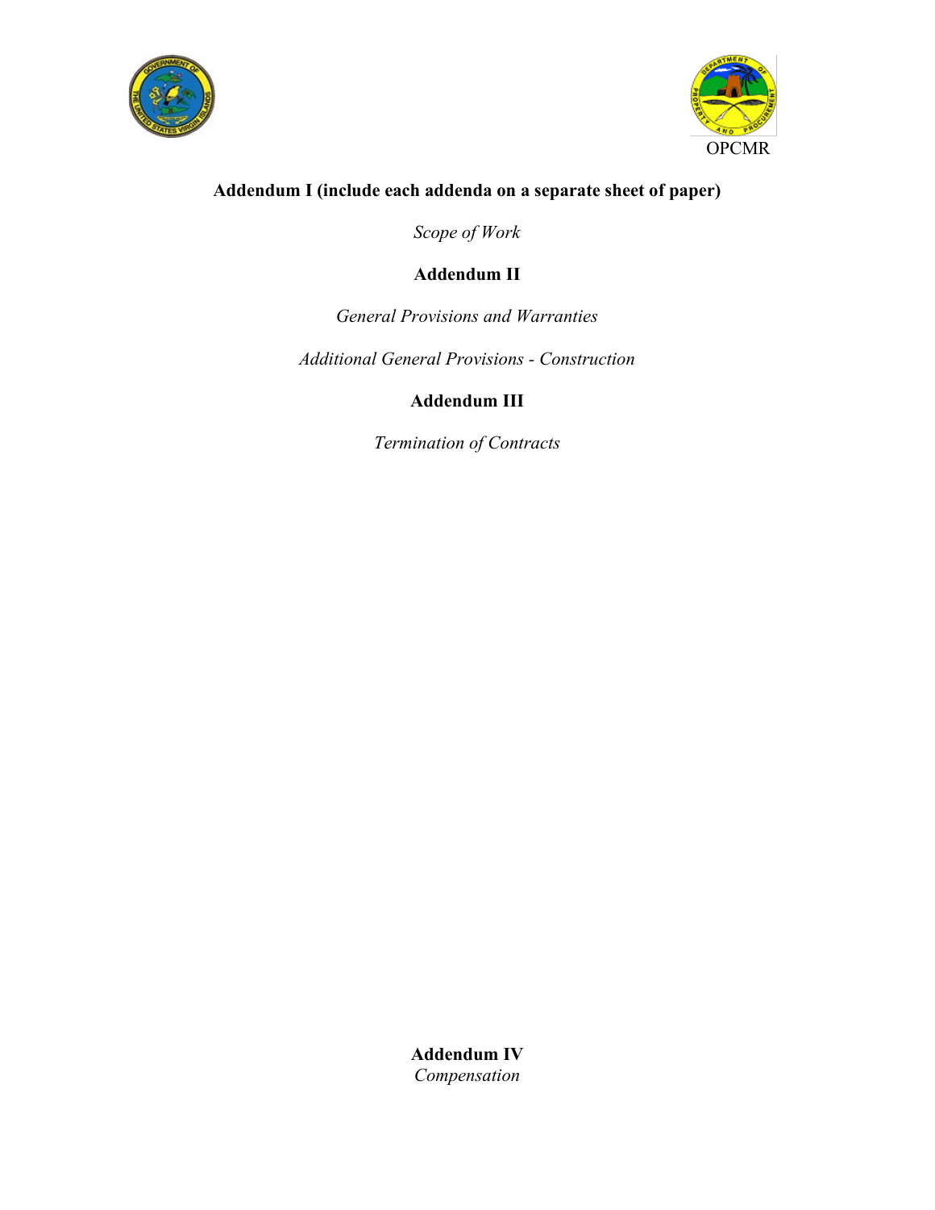OPCMR

**Addendum I (include each addenda on a separate sheet of paper)**

*Scope of Work*

**Addendum II**

*General Provisions and Warranties*

*Additional General Provisions - Construction*

**Addendum III**

*Termination of Contracts*

**Addendum IV**

*Compensation*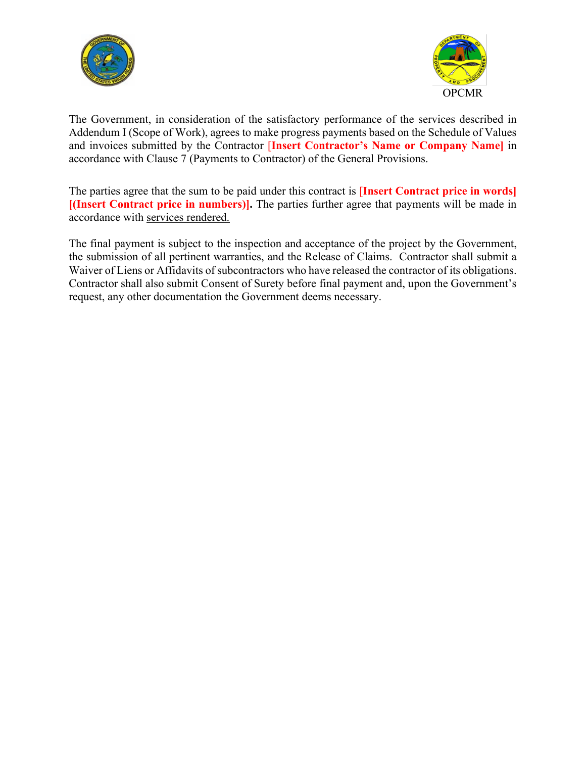OPCMR

The Government, in consideration of the satisfactory performance of the services described in Addendum I (Scope of Work), agrees to make progress payments based on the Schedule of Values and invoices submitted by the Contractor **[Insert Contractor's Name or Company Name]** in accordance with Clause 7 (Payments to Contractor) of the General Provisions.

The parties agree that the sum to be paid under this contract is **[Insert Contract price in words] [(Insert Contract price in numbers)].** The parties further agree that payments will be made in accordance with <u>services rendered.</u>

The final payment is subject to the inspection and acceptance of the project by the Government, the submission of all pertinent warranties, and the Release of Claims. Contractor shall submit a Waiver of Liens or Affidavits of subcontractors who have released the contractor of its obligations. Contractor shall also submit Consent of Surety before final payment and, upon the Government's request, any other documentation the Government deems necessary.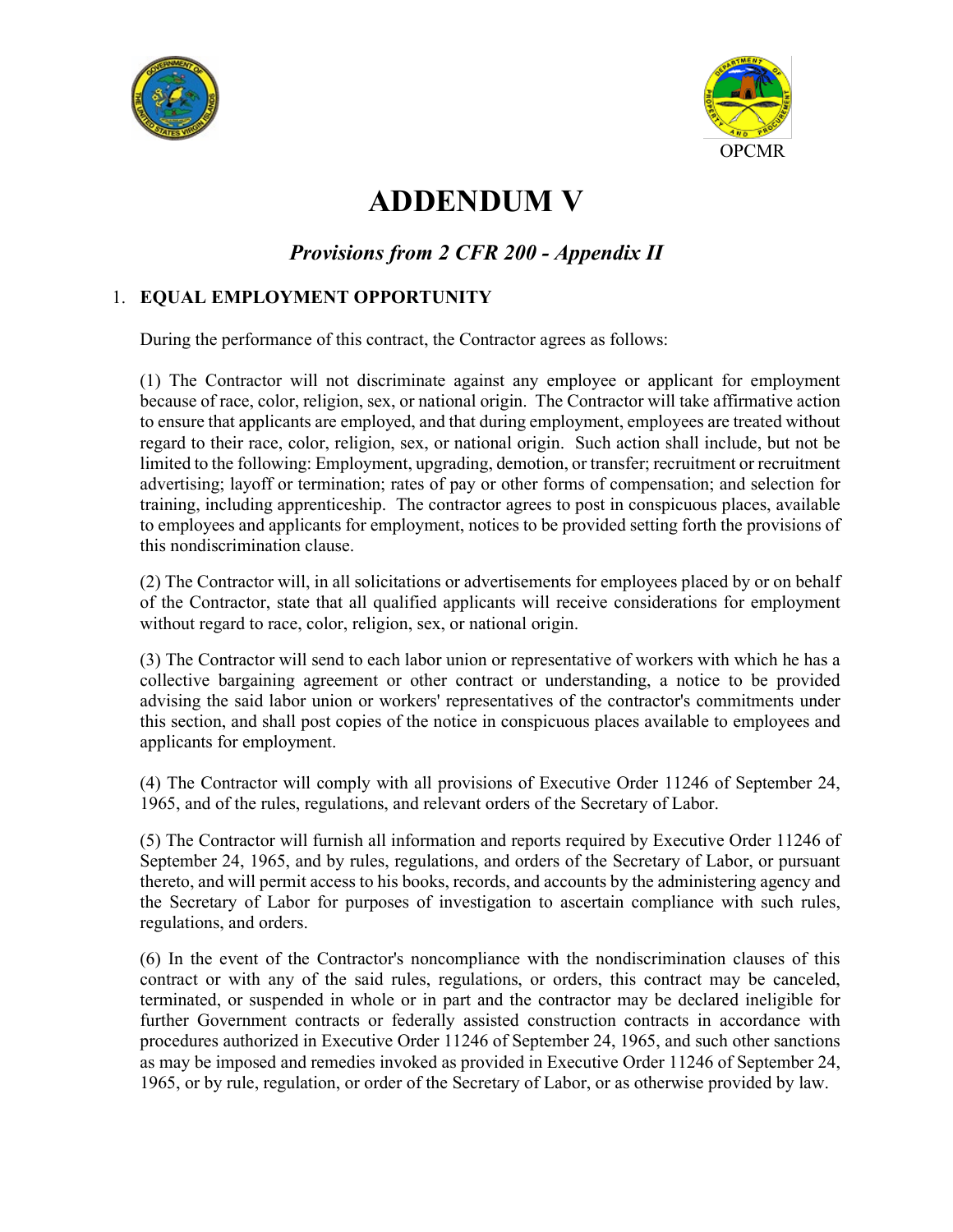OPCMR

# ADDENDUM V

## *Provisions from 2 CFR 200 - Appendix II*

### 1. EQUAL EMPLOYMENT OPPORTUNITY

During the performance of this contract, the Contractor agrees as follows:

(1) The Contractor will not discriminate against any employee or applicant for employment because of race, color, religion, sex, or national origin. The Contractor will take affirmative action to ensure that applicants are employed, and that during employment, employees are treated without regard to their race, color, religion, sex, or national origin. Such action shall include, but not be limited to the following: Employment, upgrading, demotion, or transfer; recruitment or recruitment advertising; layoff or termination; rates of pay or other forms of compensation; and selection for training, including apprenticeship. The contractor agrees to post in conspicuous places, available to employees and applicants for employment, notices to be provided setting forth the provisions of this nondiscrimination clause.

(2) The Contractor will, in all solicitations or advertisements for employees placed by or on behalf of the Contractor, state that all qualified applicants will receive considerations for employment without regard to race, color, religion, sex, or national origin.

(3) The Contractor will send to each labor union or representative of workers with which he has a collective bargaining agreement or other contract or understanding, a notice to be provided advising the said labor union or workers' representatives of the contractor's commitments under this section, and shall post copies of the notice in conspicuous places available to employees and applicants for employment.

(4) The Contractor will comply with all provisions of Executive Order 11246 of September 24, 1965, and of the rules, regulations, and relevant orders of the Secretary of Labor.

(5) The Contractor will furnish all information and reports required by Executive Order 11246 of September 24, 1965, and by rules, regulations, and orders of the Secretary of Labor, or pursuant thereto, and will permit access to his books, records, and accounts by the administering agency and the Secretary of Labor for purposes of investigation to ascertain compliance with such rules, regulations, and orders.

(6) In the event of the Contractor's noncompliance with the nondiscrimination clauses of this contract or with any of the said rules, regulations, or orders, this contract may be canceled, terminated, or suspended in whole or in part and the contractor may be declared ineligible for further Government contracts or federally assisted construction contracts in accordance with procedures authorized in Executive Order 11246 of September 24, 1965, and such other sanctions as may be imposed and remedies invoked as provided in Executive Order 11246 of September 24, 1965, or by rule, regulation, or order of the Secretary of Labor, or as otherwise provided by law.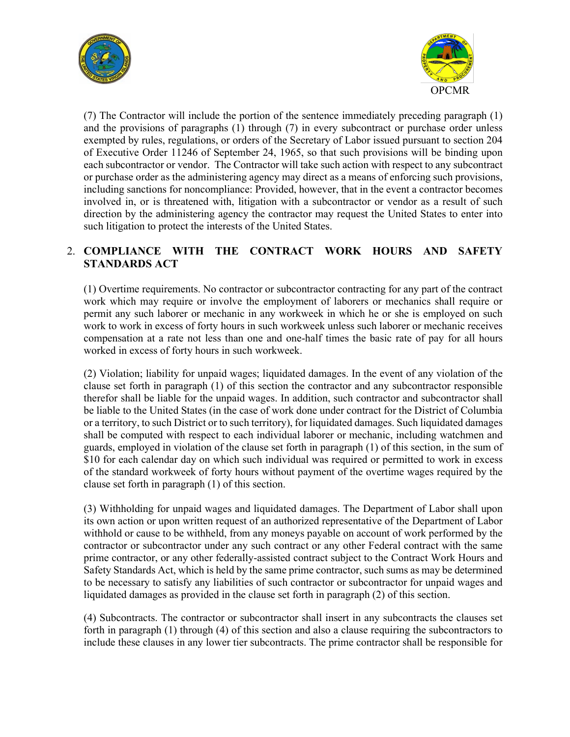(7) The Contractor will include the portion of the sentence immediately preceding paragraph (1) and the provisions of paragraphs (1) through (7) in every subcontract or purchase order unless exempted by rules, regulations, or orders of the Secretary of Labor issued pursuant to section 204 of Executive Order 11246 of September 24, 1965, so that such provisions will be binding upon each subcontractor or vendor. The Contractor will take such action with respect to any subcontract or purchase order as the administering agency may direct as a means of enforcing such provisions, including sanctions for noncompliance: Provided, however, that in the event a contractor becomes involved in, or is threatened with, litigation with a subcontractor or vendor as a result of such direction by the administering agency the contractor may request the United States to enter into such litigation to protect the interests of the United States.

2. **COMPLIANCE WITH THE CONTRACT WORK HOURS AND SAFETY STANDARDS ACT**

(1) Overtime requirements. No contractor or subcontractor contracting for any part of the contract work which may require or involve the employment of laborers or mechanics shall require or permit any such laborer or mechanic in any workweek in which he or she is employed on such work to work in excess of forty hours in such workweek unless such laborer or mechanic receives compensation at a rate not less than one and one-half times the basic rate of pay for all hours worked in excess of forty hours in such workweek.

(2) Violation; liability for unpaid wages; liquidated damages. In the event of any violation of the clause set forth in paragraph (1) of this section the contractor and any subcontractor responsible therefor shall be liable for the unpaid wages. In addition, such contractor and subcontractor shall be liable to the United States (in the case of work done under contract for the District of Columbia or a territory, to such District or to such territory), for liquidated damages. Such liquidated damages shall be computed with respect to each individual laborer or mechanic, including watchmen and guards, employed in violation of the clause set forth in paragraph (1) of this section, in the sum of $10 for each calendar day on which such individual was required or permitted to work in excess of the standard workweek of forty hours without payment of the overtime wages required by the clause set forth in paragraph (1) of this section.

(3) Withholding for unpaid wages and liquidated damages. The Department of Labor shall upon its own action or upon written request of an authorized representative of the Department of Labor withhold or cause to be withheld, from any moneys payable on account of work performed by the contractor or subcontractor under any such contract or any other Federal contract with the same prime contractor, or any other federally-assisted contract subject to the Contract Work Hours and Safety Standards Act, which is held by the same prime contractor, such sums as may be determined to be necessary to satisfy any liabilities of such contractor or subcontractor for unpaid wages and liquidated damages as provided in the clause set forth in paragraph (2) of this section.

(4) Subcontracts. The contractor or subcontractor shall insert in any subcontracts the clauses set forth in paragraph (1) through (4) of this section and also a clause requiring the subcontractors to include these clauses in any lower tier subcontracts. The prime contractor shall be responsible for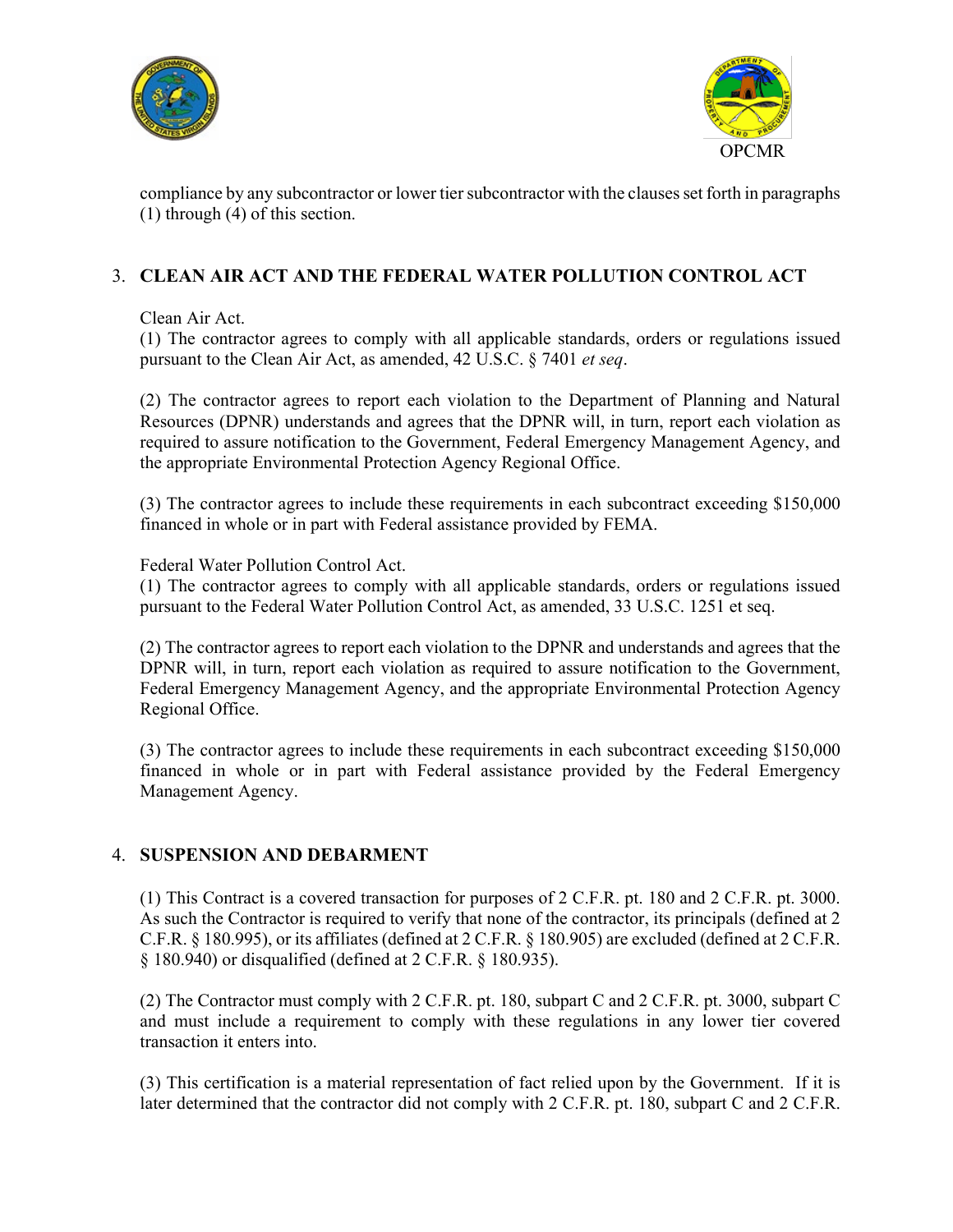compliance by any subcontractor or lower tier subcontractor with the clauses set forth in paragraphs (1) through (4) of this section.

## 3. CLEAN AIR ACT AND THE FEDERAL WATER POLLUTION CONTROL ACT

Clean Air Act.

(1) The contractor agrees to comply with all applicable standards, orders or regulations issued pursuant to the Clean Air Act, as amended, 42 U.S.C. § 7401 *et seq*.

(2) The contractor agrees to report each violation to the Department of Planning and Natural Resources (DPNR) understands and agrees that the DPNR will, in turn, report each violation as required to assure notification to the Government, Federal Emergency Management Agency, and the appropriate Environmental Protection Agency Regional Office.

(3) The contractor agrees to include these requirements in each subcontract exceeding $150,000 financed in whole or in part with Federal assistance provided by FEMA.

Federal Water Pollution Control Act.

(1) The contractor agrees to comply with all applicable standards, orders or regulations issued pursuant to the Federal Water Pollution Control Act, as amended, 33 U.S.C. 1251 et seq.

(2) The contractor agrees to report each violation to the DPNR and understands and agrees that the DPNR will, in turn, report each violation as required to assure notification to the Government, Federal Emergency Management Agency, and the appropriate Environmental Protection Agency Regional Office.

(3) The contractor agrees to include these requirements in each subcontract exceeding $150,000 financed in whole or in part with Federal assistance provided by the Federal Emergency Management Agency.

## 4. SUSPENSION AND DEBARMENT

(1) This Contract is a covered transaction for purposes of 2 C.F.R. pt. 180 and 2 C.F.R. pt. 3000. As such the Contractor is required to verify that none of the contractor, its principals (defined at 2 C.F.R. § 180.995), or its affiliates (defined at 2 C.F.R. § 180.905) are excluded (defined at 2 C.F.R. § 180.940) or disqualified (defined at 2 C.F.R. § 180.935).

(2) The Contractor must comply with 2 C.F.R. pt. 180, subpart C and 2 C.F.R. pt. 3000, subpart C and must include a requirement to comply with these regulations in any lower tier covered transaction it enters into.

(3) This certification is a material representation of fact relied upon by the Government. If it is later determined that the contractor did not comply with 2 C.F.R. pt. 180, subpart C and 2 C.F.R.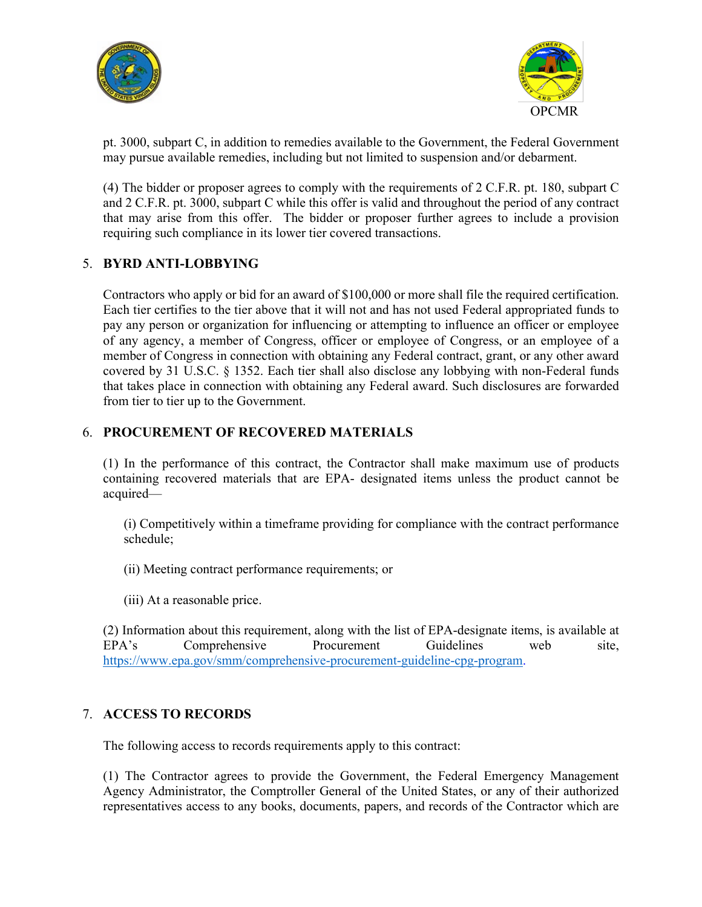pt. 3000, subpart C, in addition to remedies available to the Government, the Federal Government may pursue available remedies, including but not limited to suspension and/or debarment.

(4) The bidder or proposer agrees to comply with the requirements of 2 C.F.R. pt. 180, subpart C and 2 C.F.R. pt. 3000, subpart C while this offer is valid and throughout the period of any contract that may arise from this offer. The bidder or proposer further agrees to include a provision requiring such compliance in its lower tier covered transactions.

## 5. BYRD ANTI-LOBBYING

Contractors who apply or bid for an award of $100,000 or more shall file the required certification. Each tier certifies to the tier above that it will not and has not used Federal appropriated funds to pay any person or organization for influencing or attempting to influence an officer or employee of any agency, a member of Congress, officer or employee of Congress, or an employee of a member of Congress in connection with obtaining any Federal contract, grant, or any other award covered by 31 U.S.C. § 1352. Each tier shall also disclose any lobbying with non-Federal funds that takes place in connection with obtaining any Federal award. Such disclosures are forwarded from tier to tier up to the Government.

## 6. PROCUREMENT OF RECOVERED MATERIALS

(1) In the performance of this contract, the Contractor shall make maximum use of products containing recovered materials that are EPA- designated items unless the product cannot be acquired—

(i) Competitively within a timeframe providing for compliance with the contract performance schedule;

(ii) Meeting contract performance requirements; or

(iii) At a reasonable price.

(2) Information about this requirement, along with the list of EPA-designate items, is available at EPA's Comprehensive Procurement Guidelines web site, https://www.epa.gov/smm/comprehensive-procurement-guideline-cpg-program.

## 7. ACCESS TO RECORDS

The following access to records requirements apply to this contract:

(1) The Contractor agrees to provide the Government, the Federal Emergency Management Agency Administrator, the Comptroller General of the United States, or any of their authorized representatives access to any books, documents, papers, and records of the Contractor which are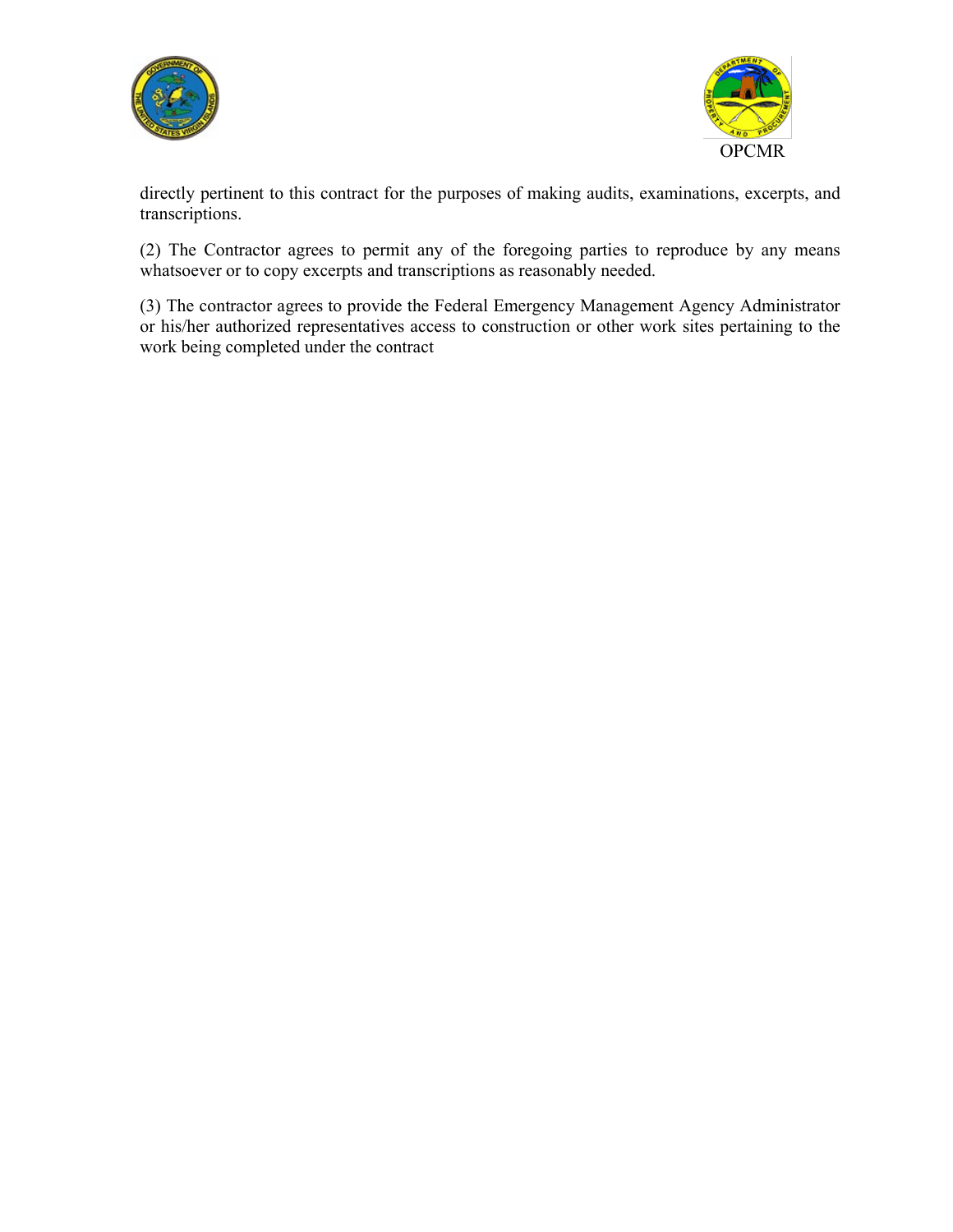directly pertinent to this contract for the purposes of making audits, examinations, excerpts, and transcriptions.

(2) The Contractor agrees to permit any of the foregoing parties to reproduce by any means whatsoever or to copy excerpts and transcriptions as reasonably needed.

(3) The contractor agrees to provide the Federal Emergency Management Agency Administrator or his/her authorized representatives access to construction or other work sites pertaining to the work being completed under the contract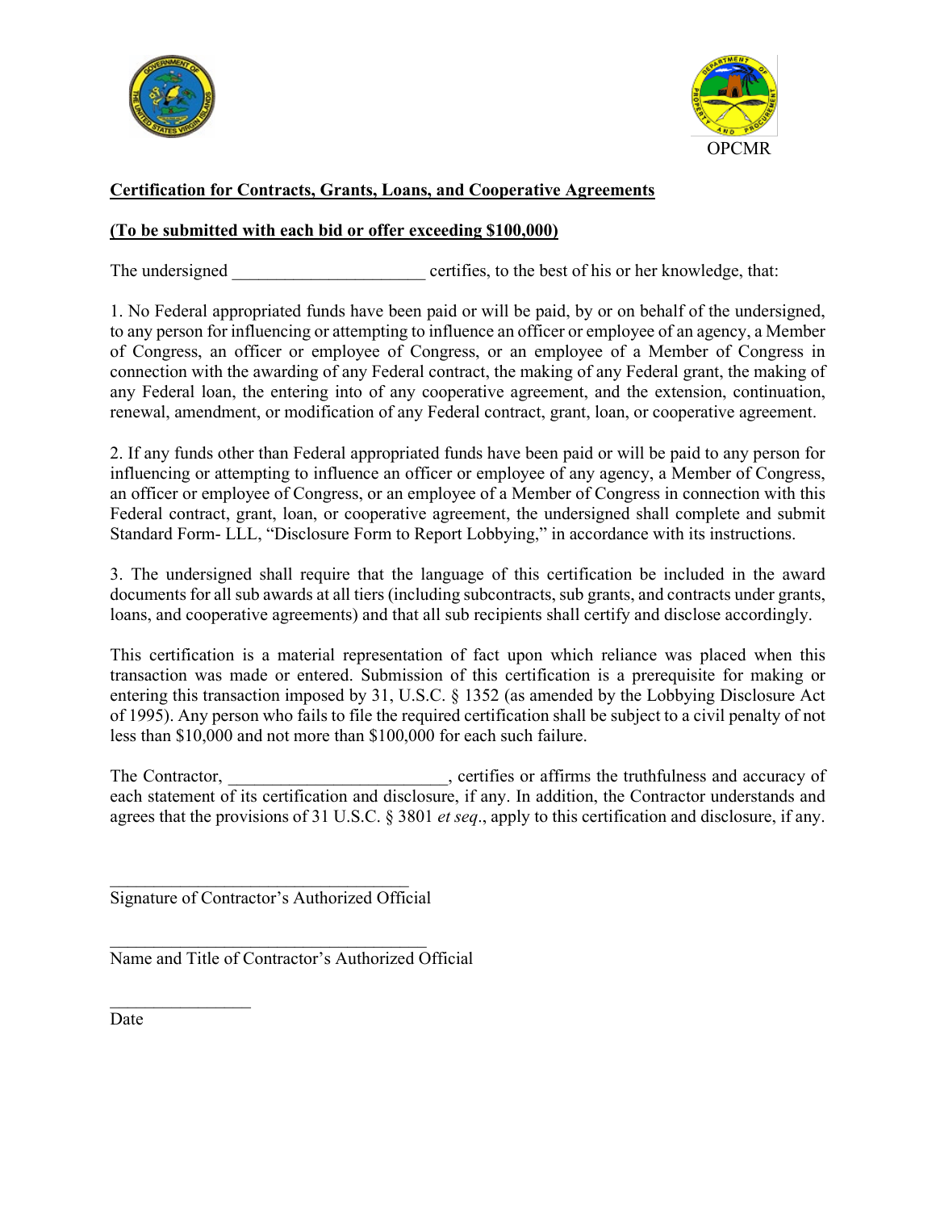OPCMR

**Certification for Contracts, Grants, Loans, and Cooperative Agreements**

**(To be submitted with each bid or offer exceeding $100,000)**

The undersigned _____________________ certifies, to the best of his or her knowledge, that:

1. No Federal appropriated funds have been paid or will be paid, by or on behalf of the undersigned, to any person for influencing or attempting to influence an officer or employee of an agency, a Member of Congress, an officer or employee of Congress, or an employee of a Member of Congress in connection with the awarding of any Federal contract, the making of any Federal grant, the making of any Federal loan, the entering into of any cooperative agreement, and the extension, continuation, renewal, amendment, or modification of any Federal contract, grant, loan, or cooperative agreement.

2. If any funds other than Federal appropriated funds have been paid or will be paid to any person for influencing or attempting to influence an officer or employee of any agency, a Member of Congress, an officer or employee of Congress, or an employee of a Member of Congress in connection with this Federal contract, grant, loan, or cooperative agreement, the undersigned shall complete and submit Standard Form- LLL, "Disclosure Form to Report Lobbying," in accordance with its instructions.

3. The undersigned shall require that the language of this certification be included in the award documents for all sub awards at all tiers (including subcontracts, sub grants, and contracts under grants, loans, and cooperative agreements) and that all sub recipients shall certify and disclose accordingly.

This certification is a material representation of fact upon which reliance was placed when this transaction was made or entered. Submission of this certification is a prerequisite for making or entering this transaction imposed by 31, U.S.C. § 1352 (as amended by the Lobbying Disclosure Act of 1995). Any person who fails to file the required certification shall be subject to a civil penalty of not less than $10,000 and not more than $100,000 for each such failure.

The Contractor, ________________________, certifies or affirms the truthfulness and accuracy of each statement of its certification and disclosure, if any. In addition, the Contractor understands and agrees that the provisions of 31 U.S.C. § 3801 *et seq*., apply to this certification and disclosure, if any.

___________________________________
Signature of Contractor's Authorized Official

_____________________________________
Name and Title of Contractor's Authorized Official

________________
Date